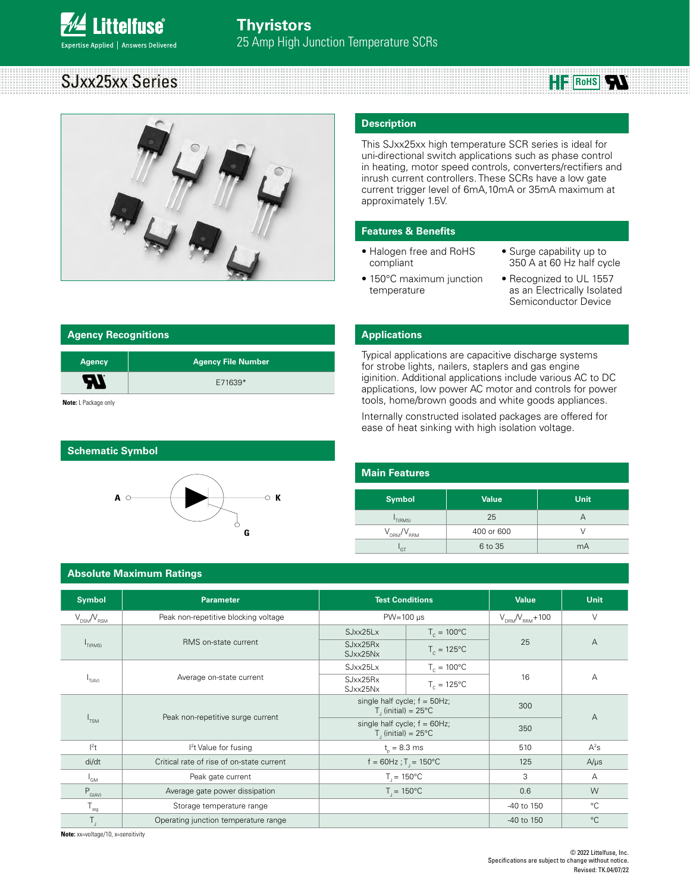# Thyristors

25 Amp High Junction Temperature SCRs

## SJxx25xx Series

HF RoHS

## Description

This SJxx25xx high temperature SCR series is ideal for uni-directional switch applications such as phase control in heating, motor speed controls, converters/rectifiers and inrush current controllers. These SCRs have a low gate current trigger level of 6mA, 10mA or 35mA maximum at approximately 1.5V.

## Features & Benefits

- Halogen free and RoHS compliant
- 150°C maximum junction temperature
- Surge capability up to 350 A at 60 Hz half cycle
- Recognized to UL 1557 as an Electrically Isolated Semiconductor Device

## Agency Recognitions

| Agency | Agency File Number |
|---|---|
| UL | E71639* |

**Note:** L Package only

## Applications

Typical applications are capacitive discharge systems for strobe lights, nailers, staplers and gas engine igintion. Additional applications include various AC to DC applications, low power AC motor and controls for power tools, home/brown goods and white goods appliances.

Internally constructed isolated packages are offered for ease of heat sinking with high isolation voltage.

## Schematic Symbol

A K G

## Main Features

| Symbol | Value | Unit |
|---|---|---|
| $I_{T(RMS)}$ | 25 | A |
| $V_{DRM}/V_{RRM}$ | 400 or 600 | V |
| $I_{GT}$ | 6 to 35 | mA |

## Absolute Maximum Ratings

| Symbol | Parameter | Test Conditions | | Value | Unit |
|---|---|---|---|---|---|
| $V_{DSM}/V_{RSM}$ | Peak non-repetitive blocking voltage | PW=100 µs | | $V_{DRM}/V_{RRM}$+100 | V |
| $I_{T(RMS)}$ | RMS on-state current | SJxx25Lx | $T_C$ = 100°C | 25 | A |
| | | SJxx25Rx SJxx25Nx | $T_C$ = 125°C | | |
| $I_{T(AV)}$ | Average on-state current | SJxx25Lx | $T_C$ = 100°C | 16 | A |
| | | SJxx25Rx SJxx25Nx | $T_C$ = 125°C | | |
| $I_{TSM}$ | Peak non-repetitive surge current | single half cycle; f = 50Hz; $T_J$ (initial) = 25°C | | 300 | A |
| | | single half cycle; f = 60Hz; $T_J$ (initial) = 25°C | | 350 | |
| $I^2t$ | $I^2t$ Value for fusing | $t_p$ = 8.3 ms | | 510 | $A^2s$ |
| di/dt | Critical rate of rise of on-state current | f = 60Hz ; $T_J$ = 150°C | | 125 | A/µs |
| $I_{GM}$ | Peak gate current | $T_J$ = 150°C | | 3 | A |
| $P_{G(AV)}$ | Average gate power dissipation | $T_J$ = 150°C | | 0.6 | W |
| $T_{stg}$ | Storage temperature range | | | -40 to 150 | °C |
| $T_J$ | Operating junction temperature range | | | -40 to 150 | °C |

**Note:** xx=voltage/10, x=sensitivity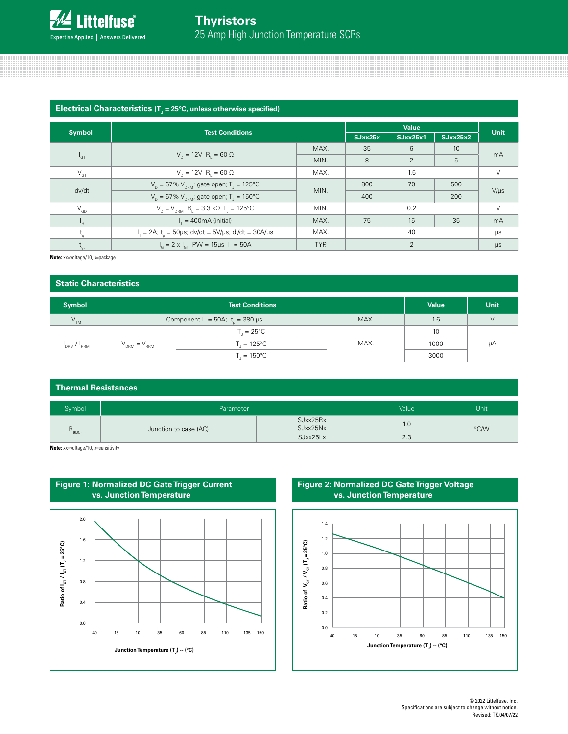## Electrical Characteristics ($T_J$ = 25°C, unless otherwise specified)

| Symbol | Test Conditions | | Value | | | Unit |
|---|---|---|---|---|---|---|
| | | | SJxx25x | SJxx25x1 | SJxx25x2 | |
| $I_{GT}$ | $V_D$ = 12V $R_L$ = 60 Ω | MAX. | 35 | 6 | 10 | mA |
| | | MIN. | 8 | 2 | 5 | |
| $V_{GT}$ | $V_D$ = 12V $R_L$ = 60 Ω | MAX. | 1.5 | | | V |
| dv/dt | $V_D$ = 67% $V_{DRM}$; gate open; $T_J$ = 125°C | MIN. | 800 | 70 | 500 | V/μs |
| | $V_D$ = 67% $V_{DRM}$; gate open; $T_J$ = 150°C | | 400 | - | 200 | |
| $V_{GD}$ | $V_D$ = $V_{DRM}$ $R_L$ = 3.3 kΩ $T_J$ = 125°C | MIN. | 0.2 | | | V |
| $I_H$ | $I_T$ = 400mA (initial) | MAX. | 75 | 15 | 35 | mA |
| $t_q$ | $I_T$ = 2A; $t_p$ = 50μs; dv/dt = 5V/μs; di/dt = 30A/μs | MAX. | 40 | | | μs |
| $t_{gt}$ | $I_G$ = 2 x $I_{GT}$ PW = 15μs $I_T$ = 50A | TYP. | 2 | | | μs |

**Note:** xx=voltage/10, x=package

## Static Characteristics

| Symbol | Test Conditions | | | Value | Unit |
|---|---|---|---|---|---|
| $V_{TM}$ | Component $I_T$ = 50A; $t_p$ = 380 μs | | MAX. | 1.6 | V |
| $I_{DRM}$ / $I_{RRM}$ | $V_{DRM}$ = $V_{RRM}$ | $T_J$ = 25°C | MAX. | 10 | μA |
| | | $T_J$ = 125°C | | 1000 | |
| | | $T_J$ = 150°C | | 3000 | |

## Thermal Resistances

| Symbol | Parameter | | Value | Unit |
|---|---|---|---|---|
| $R_{θ(JC)}$ | Junction to case (AC) | SJxx25Rx SJxx25Nx | 1.0 | °C/W |
| | | SJxx25Lx | 2.3 | |

**Note:** xx=voltage/10, x=sensitivity

## Figure 1: Normalized DC Gate Trigger Current vs. Junction Temperature

Ratio of $I_{GT}$ / $I_{GT}$ ($T_J$ = 25°C)

2.0
1.6
1.2
0.8
0.4
0.0

-40 -15 10 35 60 85 110 135 150

Junction Temperature ($T_J$) -- (°C)

## Figure 2: Normalized DC Gate Trigger Voltage vs. Junction Temperature

Ratio of $V_{GT}$ / $V_{GT}$ ($T_J$ = 25°C)

1.4
1.2
1.0
0.8
0.6
0.4
0.2
0.0

-40 -15 10 35 60 85 110 135 150

Junction Temperature ($T_J$) -- (°C)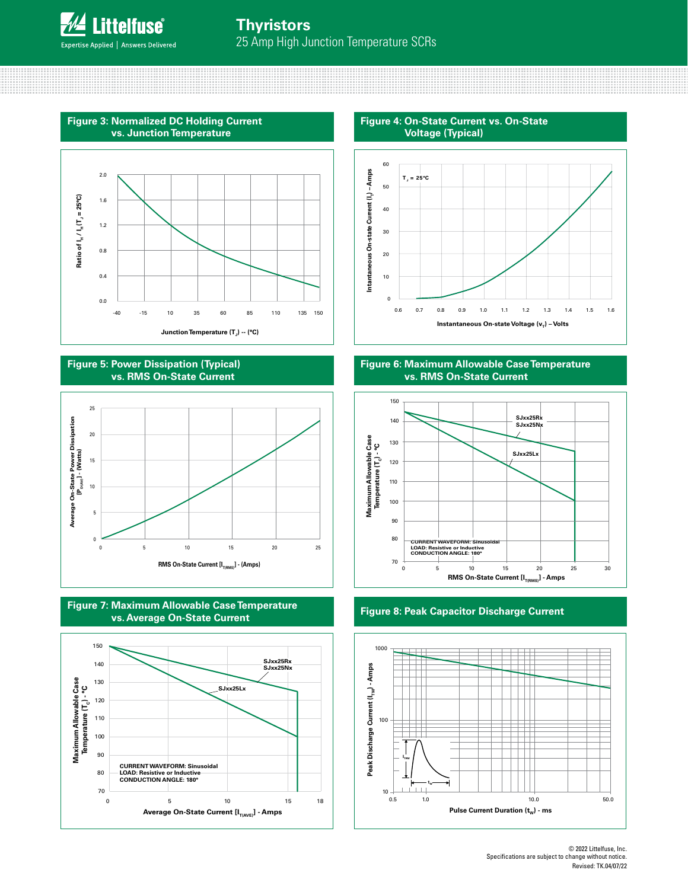## Figure 3: Normalized DC Holding Current vs. Junction Temperature

Ratio of $I_H$ / $I_H$($T_J$ = 25°C)

2.0
1.6
1.2
0.8
0.4
0.0

-40 -15 10 35 60 85 110 135 150

Junction Temperature ($T_J$) -- (°C)

## Figure 4: On-State Current vs. On-State Voltage (Typical)

$T_J$ = 25°C

Intantaneous On-state Current ($I_T$) – Amps

60
50
40
30
20
10
0

0.6 0.7 0.8 0.9 1.0 1.1 1.2 1.3 1.4 1.5 1.6

Instantaneous On-state Voltage ($v_T$) – Volts

## Figure 5: Power Dissipation (Typical) vs. RMS On-State Current

Average On-State Power Dissipation [$P_{D(AV)}$] - (Watts)

25
20
15
10
5
0

0 5 10 15 20 25

RMS On-State Current [$I_{T(RMS)}$] - (Amps)

## Figure 6: Maximum Allowable Case Temperature vs. RMS On-State Current

Maximum Allowable Case Temperature ($T_C$) - °C

150
140
130
120
110
100
90
80
70

0 5 10 15 20 25 30

SJxx25Rx
SJxx25Nx

SJxx25Lx

CURRENT WAVEFORM: Sinusoidal
LOAD: Resistive or Inductive
CONDUCTION ANGLE: 180°

RMS On-State Current [$I_{T(RMS)}$] - Amps

## Figure 7: Maximum Allowable Case Temperature vs. Average On-State Current

Maximum Allowable Case Temperature ($T_C$) - °C

150
140
130
120
110
100
90
80
70

0 5 10 15 18

SJxx25Rx
SJxx25Nx

SJxx25Lx

CURRENT WAVEFORM: Sinusoidal
LOAD: Resistive or Inductive
CONDUCTION ANGLE: 180°

Average On-State Current [$I_{T(AVE)}$] - Amps

## Figure 8: Peak Capacitor Discharge Current

Peak Discharge Current ($I_{TM}$) - Amps

1000
100
10

0.5 1.0 10.0 50.0

$I_{TM}$

$t_W$

Pulse Current Duration ($t_W$) - ms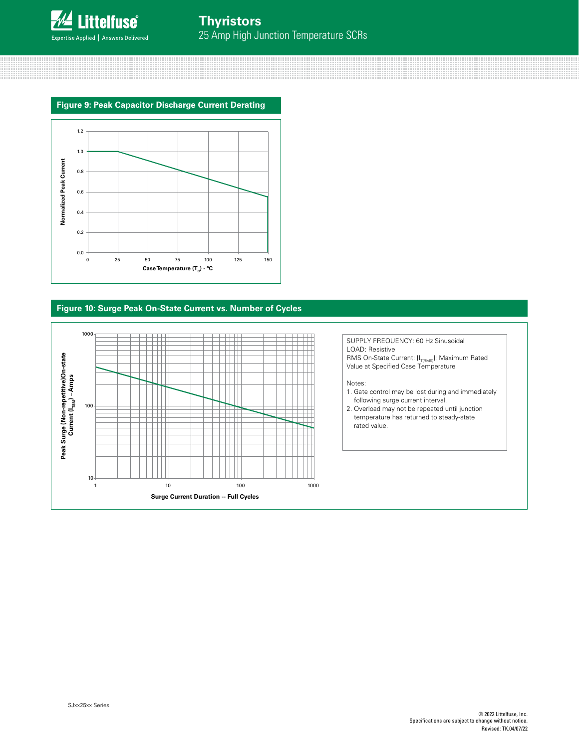## Figure 9: Peak Capacitor Discharge Current Derating

Normalized Peak Current

1.2
1.0
0.8
0.6
0.4
0.2
0.0

0 25 50 75 100 125 150

Case Temperature ($T_C$) - °C

## Figure 10: Surge Peak On-State Current vs. Number of Cycles

Peak Surge (Non-repetitive)On-state Current ($I_{TSM}$) – Amps

1000
100
10

1 10 100 1000

Surge Current Duration -- Full Cycles

SUPPLY FREQUENCY: 60 Hz Sinusoidal
LOAD: Resistive
RMS On-State Current: [$I_{T(RMS)}$]: Maximum Rated Value at Specified Case Temperature

Notes:

1. Gate control may be lost during and immediately following surge current interval.
2. Overload may not be repeated until junction temperature has returned to steady-state rated value.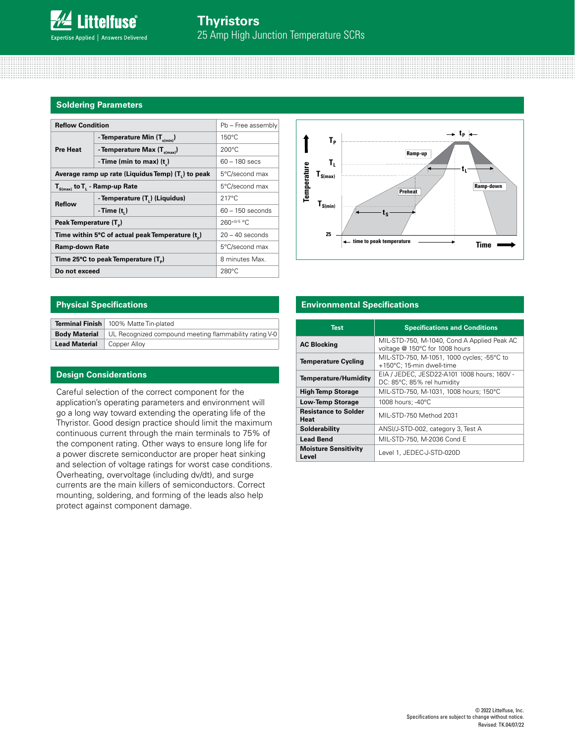## Soldering Parameters

| | | |
|---|---|---|
| **Reflow Condition** | | Pb – Free assembly |
| **Pre Heat** | **- Temperature Min ($T_{s(min)}$)** | 150°C |
| | **- Temperature Max ($T_{s(max)}$)** | 200°C |
| | **- Time (min to max) ($t_s$)** | 60 – 180 secs |
| **Average ramp up rate (Liquidus Temp) ($T_L$) to peak** | | 5°C/second max |
| **$T_{S(max)}$ to $T_L$ - Ramp-up Rate** | | 5°C/second max |
| **Reflow** | **- Temperature ($T_L$) (Liquidus)** | 217°C |
| | **- Time ($t_L$)** | 60 – 150 seconds |
| **Peak Temperature ($T_P$)** | | $260^{+0/-5}$ °C |
| **Time within 5°C of actual peak Temperature ($t_p$)** | | 20 – 40 seconds |
| **Ramp-down Rate** | | 5°C/second max |
| **Time 25°C to peak Temperature ($T_P$)** | | 8 minutes Max. |
| **Do not exceed** | | 280°C |

$T_P$
$t_P$
Ramp-up
$T_L$
$t_L$
$T_{S(max)}$
Ramp-down
Preheat
$T_{S(min)}$
$t_S$
Temperature
25
time to peak temperature
Time

## Physical Specifications

| | |
|---|---|
| **Terminal Finish** | 100% Matte Tin-plated |
| **Body Material** | UL Recognized compound meeting flammability rating V-0 |
| **Lead Material** | Copper Alloy |

## Design Considerations

Careful selection of the correct component for the application's operating parameters and environment will go a long way toward extending the operating life of the Thyristor. Good design practice should limit the maximum continuous current through the main terminals to 75% of the component rating. Other ways to ensure long life for a power discrete semiconductor are proper heat sinking and selection of voltage ratings for worst case conditions. Overheating, overvoltage (including dv/dt), and surge currents are the main killers of semiconductors. Correct mounting, soldering, and forming of the leads also help protect against component damage.

## Environmental Specifications

| Test | Specifications and Conditions |
|---|---|
| **AC Blocking** | MIL-STD-750, M-1040, Cond A Applied Peak AC voltage @ 150°C for 1008 hours |
| **Temperature Cycling** | MIL-STD-750, M-1051, 1000 cycles; -55°C to +150°C; 15-min dwell-time |
| **Temperature/Humidity** | EIA / JEDEC, JESD22-A101 1008 hours; 160V - DC: 85°C; 85% rel humidity |
| **High Temp Storage** | MIL-STD-750, M-1031, 1008 hours; 150°C |
| **Low-Temp Storage** | 1008 hours; -40°C |
| **Resistance to Solder Heat** | MIL-STD-750 Method 2031 |
| **Solderability** | ANSI/J-STD-002, category 3, Test A |
| **Lead Bend** | MIL-STD-750, M-2036 Cond E |
| **Moisture Sensitivity Level** | Level 1, JEDEC-J-STD-020D |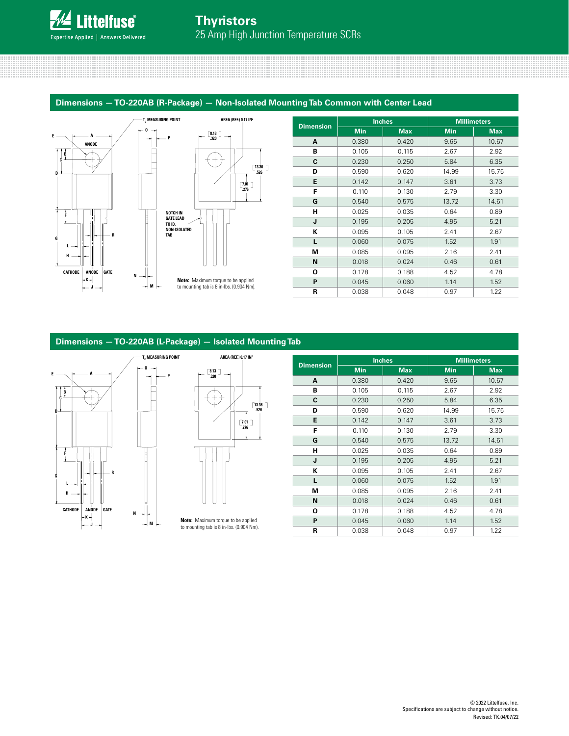## Dimensions — TO-220AB (R-Package) — Non-Isolated Mounting Tab Common with Center Lead

$T_C$ MEASURING POINT

AREA (REF.) 0.17 IN²

NOTCH IN GATE LEAD TO ID. NON-ISOLATED TAB

CATHODE ANODE GATE

**Note:** Maximum torque to be applied to mounting tab is 8 in-lbs. (0.904 Nm).

| Dimension | Inches | | Millimeters | |
|---|---|---|---|---|
| | Min | Max | Min | Max |
| A | 0.380 | 0.420 | 9.65 | 10.67 |
| B | 0.105 | 0.115 | 2.67 | 2.92 |
| C | 0.230 | 0.250 | 5.84 | 6.35 |
| D | 0.590 | 0.620 | 14.99 | 15.75 |
| E | 0.142 | 0.147 | 3.61 | 3.73 |
| F | 0.110 | 0.130 | 2.79 | 3.30 |
| G | 0.540 | 0.575 | 13.72 | 14.61 |
| H | 0.025 | 0.035 | 0.64 | 0.89 |
| J | 0.195 | 0.205 | 4.95 | 5.21 |
| K | 0.095 | 0.105 | 2.41 | 2.67 |
| L | 0.060 | 0.075 | 1.52 | 1.91 |
| M | 0.085 | 0.095 | 2.16 | 2.41 |
| N | 0.018 | 0.024 | 0.46 | 0.61 |
| O | 0.178 | 0.188 | 4.52 | 4.78 |
| P | 0.045 | 0.060 | 1.14 | 1.52 |
| R | 0.038 | 0.048 | 0.97 | 1.22 |

## Dimensions — TO-220AB (L-Package) — Isolated Mounting Tab

$T_C$ MEASURING POINT

AREA (REF.) 0.17 IN²

CATHODE ANODE GATE

**Note:** Maximum torque to be applied to mounting tab is 8 in-lbs. (0.904 Nm).

| Dimension | Inches | | Millimeters | |
|---|---|---|---|---|
| | Min | Max | Min | Max |
| A | 0.380 | 0.420 | 9.65 | 10.67 |
| B | 0.105 | 0.115 | 2.67 | 2.92 |
| C | 0.230 | 0.250 | 5.84 | 6.35 |
| D | 0.590 | 0.620 | 14.99 | 15.75 |
| E | 0.142 | 0.147 | 3.61 | 3.73 |
| F | 0.110 | 0.130 | 2.79 | 3.30 |
| G | 0.540 | 0.575 | 13.72 | 14.61 |
| H | 0.025 | 0.035 | 0.64 | 0.89 |
| J | 0.195 | 0.205 | 4.95 | 5.21 |
| K | 0.095 | 0.105 | 2.41 | 2.67 |
| L | 0.060 | 0.075 | 1.52 | 1.91 |
| M | 0.085 | 0.095 | 2.16 | 2.41 |
| N | 0.018 | 0.024 | 0.46 | 0.61 |
| O | 0.178 | 0.188 | 4.52 | 4.78 |
| P | 0.045 | 0.060 | 1.14 | 1.52 |
| R | 0.038 | 0.048 | 0.97 | 1.22 |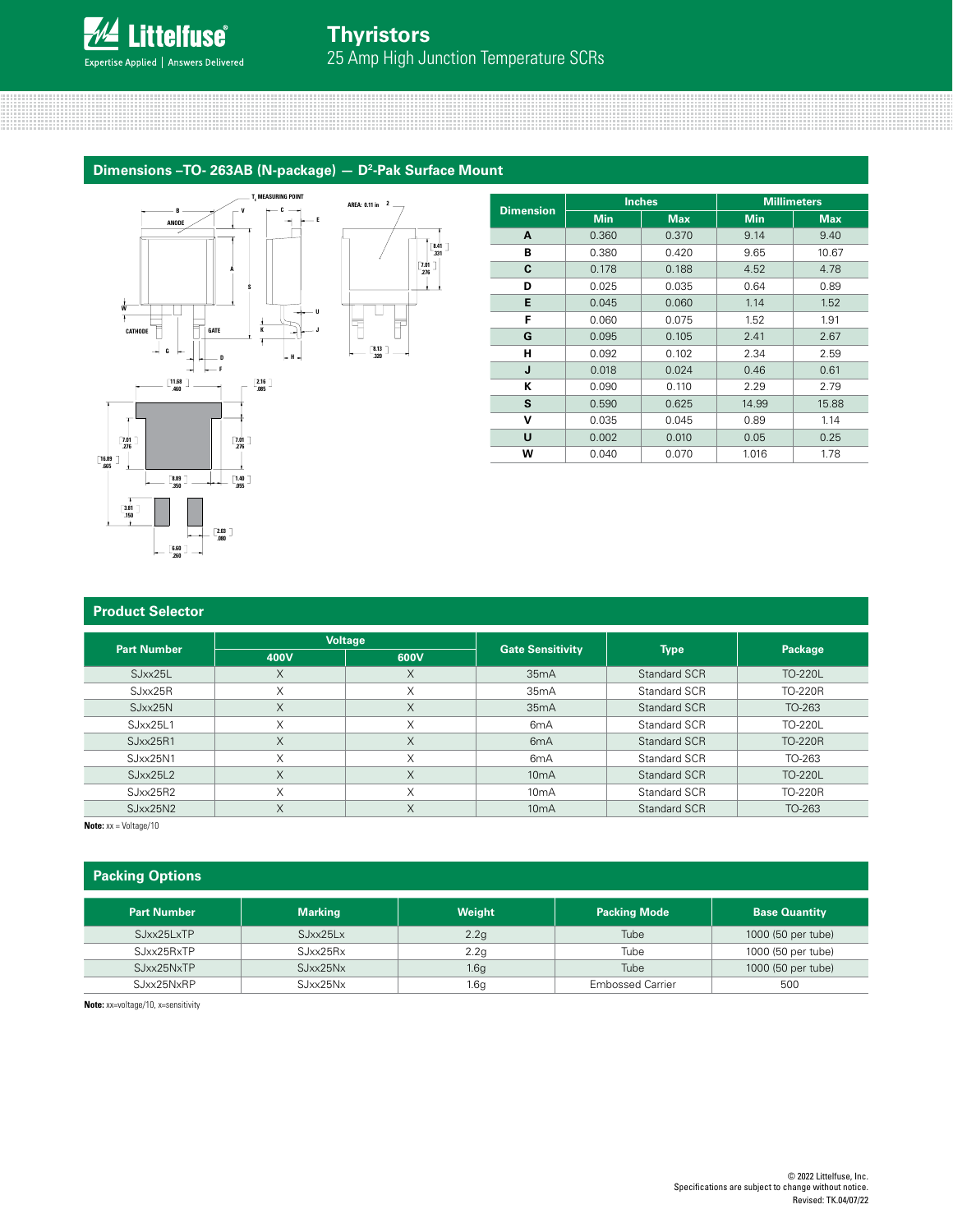## Dimensions –TO- 263AB (N-package) — $D^2$-Pak Surface Mount

T$_C$ MEASURING POINT
AREA: 0.11 in 2
B
V
C
E
ANODE
A
S
W
CATHODE
GATE
U
K
J
G
D
H
F
8.41
.331
7.01
.276
8.13
.320
11.68
.460
2.16
.085
7.01
.276
7.01
.276
16.89
.665
8.89
.350
1.40
.055
3.81
.150
2.03
.080
6.60
.260

| Dimension | Inches | | Millimeters | |
|---|---|---|---|---|
| | Min | Max | Min | Max |
| A | 0.360 | 0.370 | 9.14 | 9.40 |
| B | 0.380 | 0.420 | 9.65 | 10.67 |
| C | 0.178 | 0.188 | 4.52 | 4.78 |
| D | 0.025 | 0.035 | 0.64 | 0.89 |
| E | 0.045 | 0.060 | 1.14 | 1.52 |
| F | 0.060 | 0.075 | 1.52 | 1.91 |
| G | 0.095 | 0.105 | 2.41 | 2.67 |
| H | 0.092 | 0.102 | 2.34 | 2.59 |
| J | 0.018 | 0.024 | 0.46 | 0.61 |
| K | 0.090 | 0.110 | 2.29 | 2.79 |
| S | 0.590 | 0.625 | 14.99 | 15.88 |
| V | 0.035 | 0.045 | 0.89 | 1.14 |
| U | 0.002 | 0.010 | 0.05 | 0.25 |
| W | 0.040 | 0.070 | 1.016 | 1.78 |

## Product Selector

| Part Number | Voltage | | Gate Sensitivity | Type | Package |
|---|---|---|---|---|---|
| | 400V | 600V | | | |
| SJxx25L | X | X | 35mA | Standard SCR | TO-220L |
| SJxx25R | X | X | 35mA | Standard SCR | TO-220R |
| SJxx25N | X | X | 35mA | Standard SCR | TO-263 |
| SJxx25L1 | X | X | 6mA | Standard SCR | TO-220L |
| SJxx25R1 | X | X | 6mA | Standard SCR | TO-220R |
| SJxx25N1 | X | X | 6mA | Standard SCR | TO-263 |
| SJxx25L2 | X | X | 10mA | Standard SCR | TO-220L |
| SJxx25R2 | X | X | 10mA | Standard SCR | TO-220R |
| SJxx25N2 | X | X | 10mA | Standard SCR | TO-263 |

**Note:** xx = Voltage/10

## Packing Options

| Part Number | Marking | Weight | Packing Mode | Base Quantity |
|---|---|---|---|---|
| SJxx25LxTP | SJxx25Lx | 2.2g | Tube | 1000 (50 per tube) |
| SJxx25RxTP | SJxx25Rx | 2.2g | Tube | 1000 (50 per tube) |
| SJxx25NxTP | SJxx25Nx | 1.6g | Tube | 1000 (50 per tube) |
| SJxx25NxRP | SJxx25Nx | 1.6g | Embossed Carrier | 500 |

**Note:** xx=voltage/10, x=sensitivity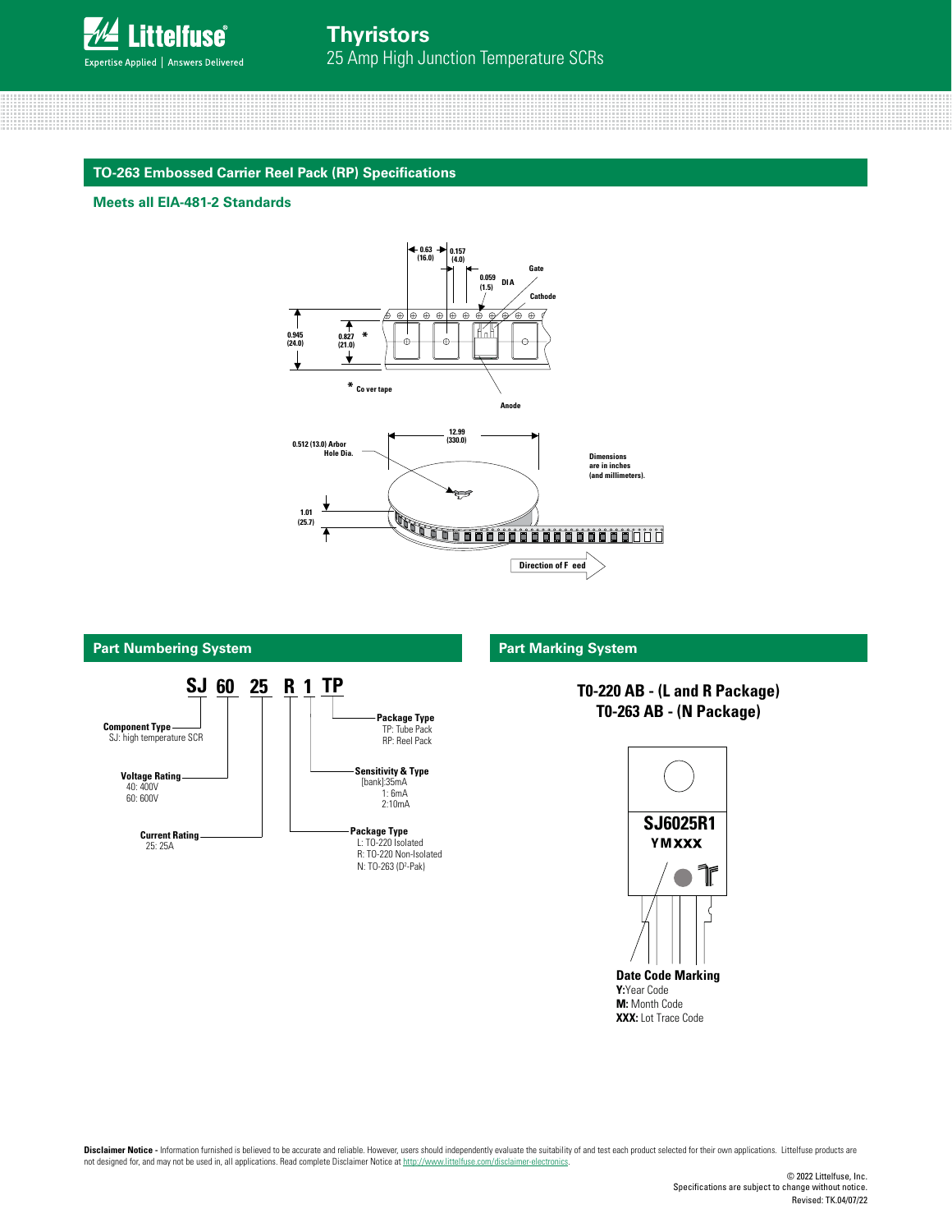## TO-263 Embossed Carrier Reel Pack (RP) Specifications

### Meets all EIA-481-2 Standards

0.63
(16.0)

0.157
(4.0)

0.059
(1.5)
DIA

Gate

Cathode

0.945
(24.0)

0.827
(21.0)

*

* Co ver tape

Anode

0.512 (13.0) Arbor
Hole Dia.

12.99
(330.0)

Dimensions
are in inches
(and millimeters).

1.01
(25.7)

Direction of Feed

## Part Numbering System

**SJ 60 25 R 1 TP**

**Component Type**
SJ: high temperature SCR

**Voltage Rating**
40: 400V
60: 600V

**Current Rating**
25: 25A

**Package Type**
TP: Tube Pack
RP: Reel Pack

**Sensitivity & Type**
[bank]:35mA
1: 6mA
2:10mA

**Package Type**
L: TO-220 Isolated
R: TO-220 Non-Isolated
N: TO-263 (D²-Pak)

## Part Marking System

**T0-220 AB - (L and R Package)**
**T0-263 AB - (N Package)**

SJ6025R1
YMXXX

**Date Code Marking**
**Y:** Year Code
**M:** Month Code
**XXX:** Lot Trace Code

**Disclaimer Notice** - Information furnished is believed to be accurate and reliable. However, users should independently evaluate the suitability of and test each product selected for their own applications. Littelfuse products are not designed for, and may not be used in, all applications. Read complete Disclaimer Notice at http://www.littelfuse.com/disclaimer-electronics.

© 2022 Littelfuse, Inc.
Specifications are subject to change without notice.
Revised: TK.04/07/22